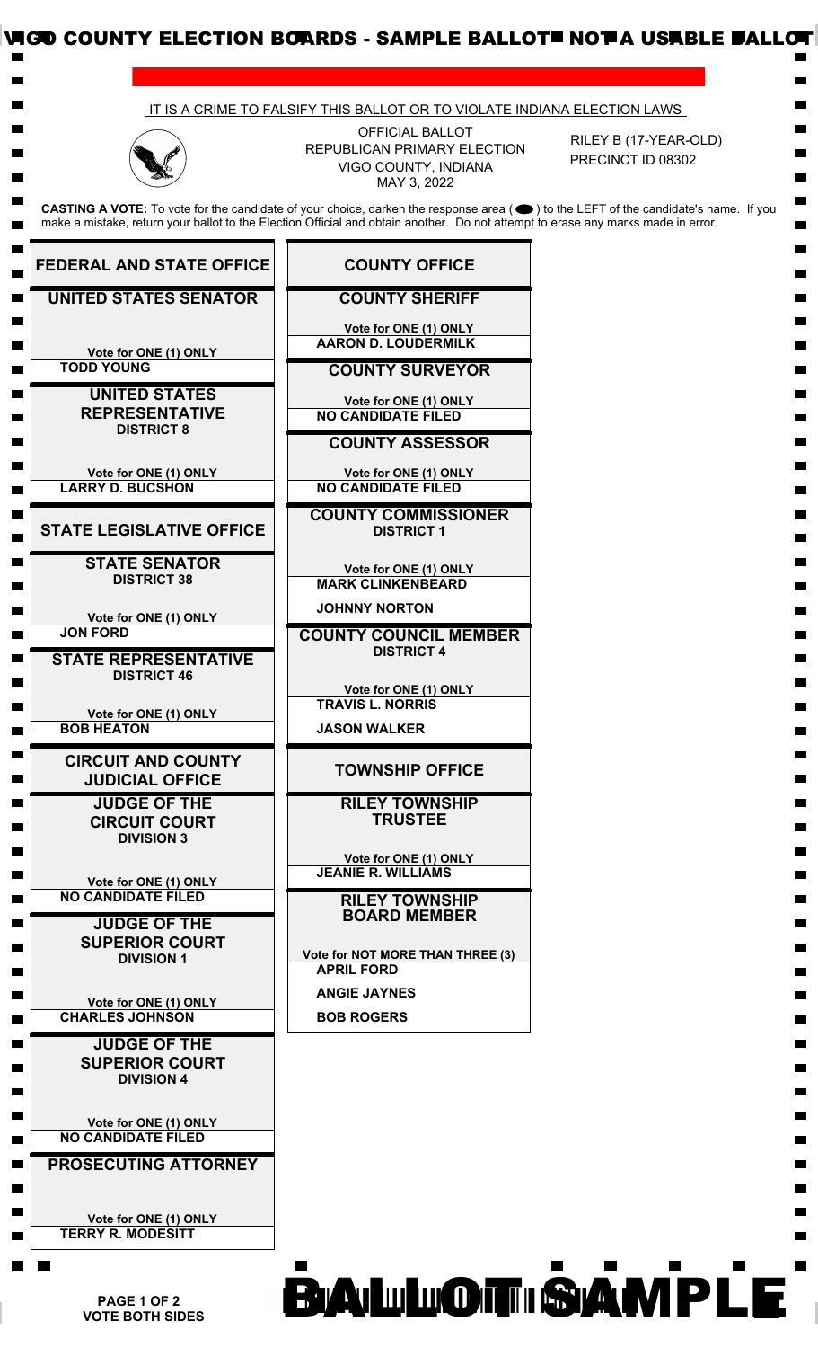VIGO COUNTY ELECTION BOARDS - SAMPLE BALLOT NOT A USABLE BALLOT

IT IS A CRIME TO FALSIFY THIS BALLOT OR TO VIOLATE INDIANA ELECTION LAWS

OFFICIAL BALLOT
REPUBLICAN PRIMARY ELECTION
VIGO COUNTY, INDIANA
MAY 3, 2022

RILEY B (17-YEAR-OLD)
PRECINCT ID 08302

**CASTING A VOTE:** To vote for the candidate of your choice, darken the response area ( ⬬ ) to the LEFT of the candidate's name. If you make a mistake, return your ballot to the Election Official and obtain another. Do not attempt to erase any marks made in error.

## FEDERAL AND STATE OFFICE

### UNITED STATES SENATOR

Vote for ONE (1) ONLY

- TODD YOUNG

### UNITED STATES REPRESENTATIVE
**DISTRICT 8**

Vote for ONE (1) ONLY

- LARRY D. BUCSHON

## STATE LEGISLATIVE OFFICE

### STATE SENATOR
**DISTRICT 38**

Vote for ONE (1) ONLY

- JON FORD

### STATE REPRESENTATIVE
**DISTRICT 46**

Vote for ONE (1) ONLY

- BOB HEATON

## CIRCUIT AND COUNTY JUDICIAL OFFICE

### JUDGE OF THE CIRCUIT COURT
**DIVISION 3**

Vote for ONE (1) ONLY

- NO CANDIDATE FILED

### JUDGE OF THE SUPERIOR COURT
**DIVISION 1**

Vote for ONE (1) ONLY

- CHARLES JOHNSON

### JUDGE OF THE SUPERIOR COURT
**DIVISION 4**

Vote for ONE (1) ONLY

- NO CANDIDATE FILED

### PROSECUTING ATTORNEY

Vote for ONE (1) ONLY

- TERRY R. MODESITT

## COUNTY OFFICE

### COUNTY SHERIFF

Vote for ONE (1) ONLY

- AARON D. LOUDERMILK

### COUNTY SURVEYOR

Vote for ONE (1) ONLY

- NO CANDIDATE FILED

### COUNTY ASSESSOR

Vote for ONE (1) ONLY

- NO CANDIDATE FILED

### COUNTY COMMISSIONER
**DISTRICT 1**

Vote for ONE (1) ONLY

- MARK CLINKENBEARD
- JOHNNY NORTON

### COUNTY COUNCIL MEMBER
**DISTRICT 4**

Vote for ONE (1) ONLY

- TRAVIS L. NORRIS
- JASON WALKER

## TOWNSHIP OFFICE

### RILEY TOWNSHIP TRUSTEE

Vote for ONE (1) ONLY

- JEANIE R. WILLIAMS

### RILEY TOWNSHIP BOARD MEMBER

Vote for NOT MORE THAN THREE (3)

- APRIL FORD
- ANGIE JAYNES
- BOB ROGERS

**VOTE BOTH SIDES**

BALLOT SAMPLE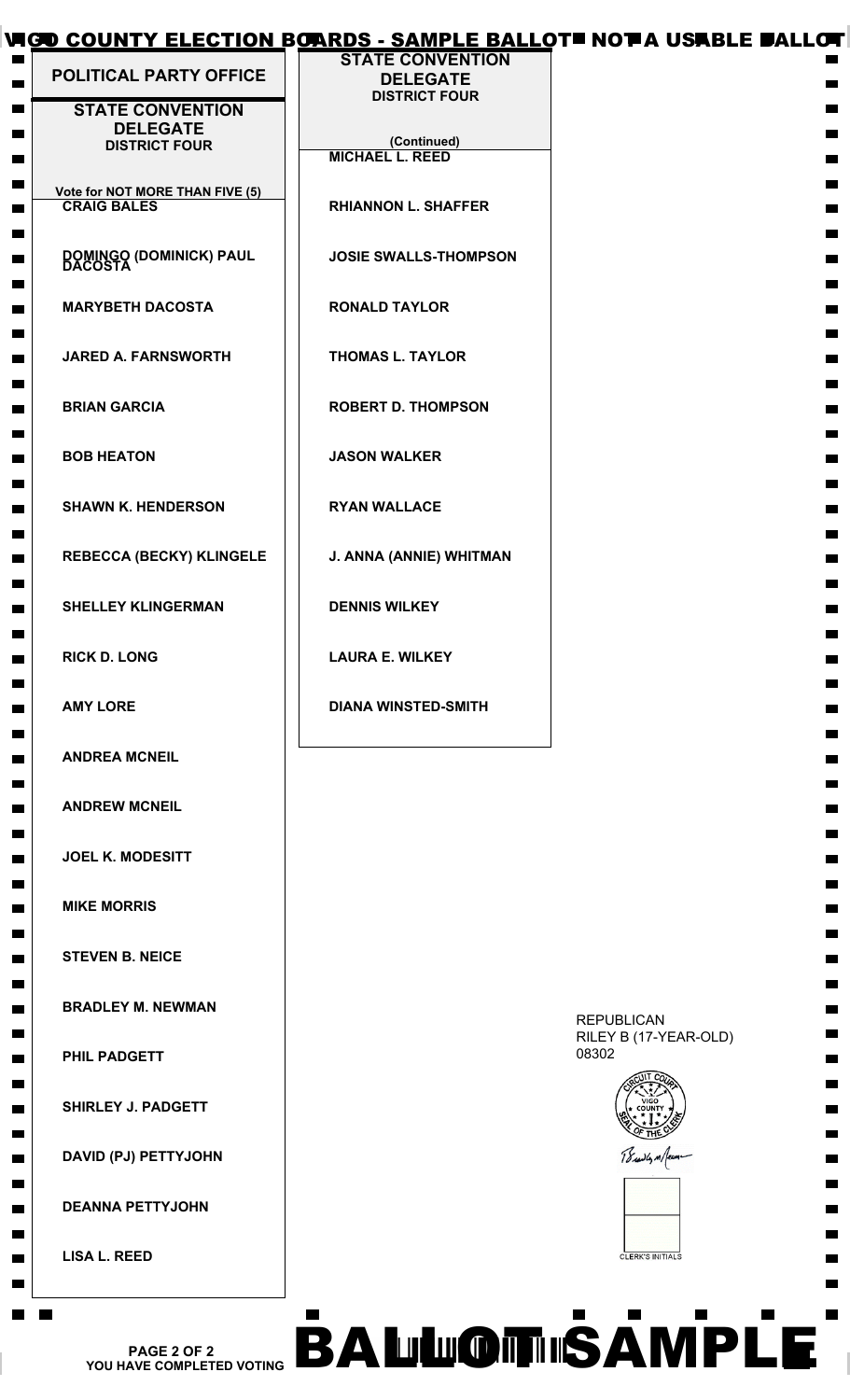VIGO COUNTY ELECTION BOARDS - SAMPLE BALLOT NOT A USABLE BALLOT

## POLITICAL PARTY OFFICE

### STATE CONVENTION DELEGATE
**DISTRICT FOUR**

Vote for NOT MORE THAN FIVE (5)

- CRAIG BALES
- DOMINGO (DOMINICK) PAUL DACOSTA
- MARYBETH DACOSTA
- JARED A. FARNSWORTH
- BRIAN GARCIA
- BOB HEATON
- SHAWN K. HENDERSON
- REBECCA (BECKY) KLINGELE
- SHELLEY KLINGERMAN
- RICK D. LONG
- AMY LORE
- ANDREA MCNEIL
- ANDREW MCNEIL
- JOEL K. MODESITT
- MIKE MORRIS
- STEVEN B. NEICE
- BRADLEY M. NEWMAN
- PHIL PADGETT
- SHIRLEY J. PADGETT
- DAVID (PJ) PETTYJOHN
- DEANNA PETTYJOHN
- LISA L. REED

### STATE CONVENTION DELEGATE
**DISTRICT FOUR**

(Continued)

- MICHAEL L. REED
- RHIANNON L. SHAFFER
- JOSIE SWALLS-THOMPSON
- RONALD TAYLOR
- THOMAS L. TAYLOR
- ROBERT D. THOMPSON
- JASON WALKER
- RYAN WALLACE
- J. ANNA (ANNIE) WHITMAN
- DENNIS WILKEY
- LAURA E. WILKEY
- DIANA WINSTED-SMITH

REPUBLICAN
RILEY B (17-YEAR-OLD)
08302

CLERK'S INITIALS

YOU HAVE COMPLETED VOTING

BALLOT SAMPLE